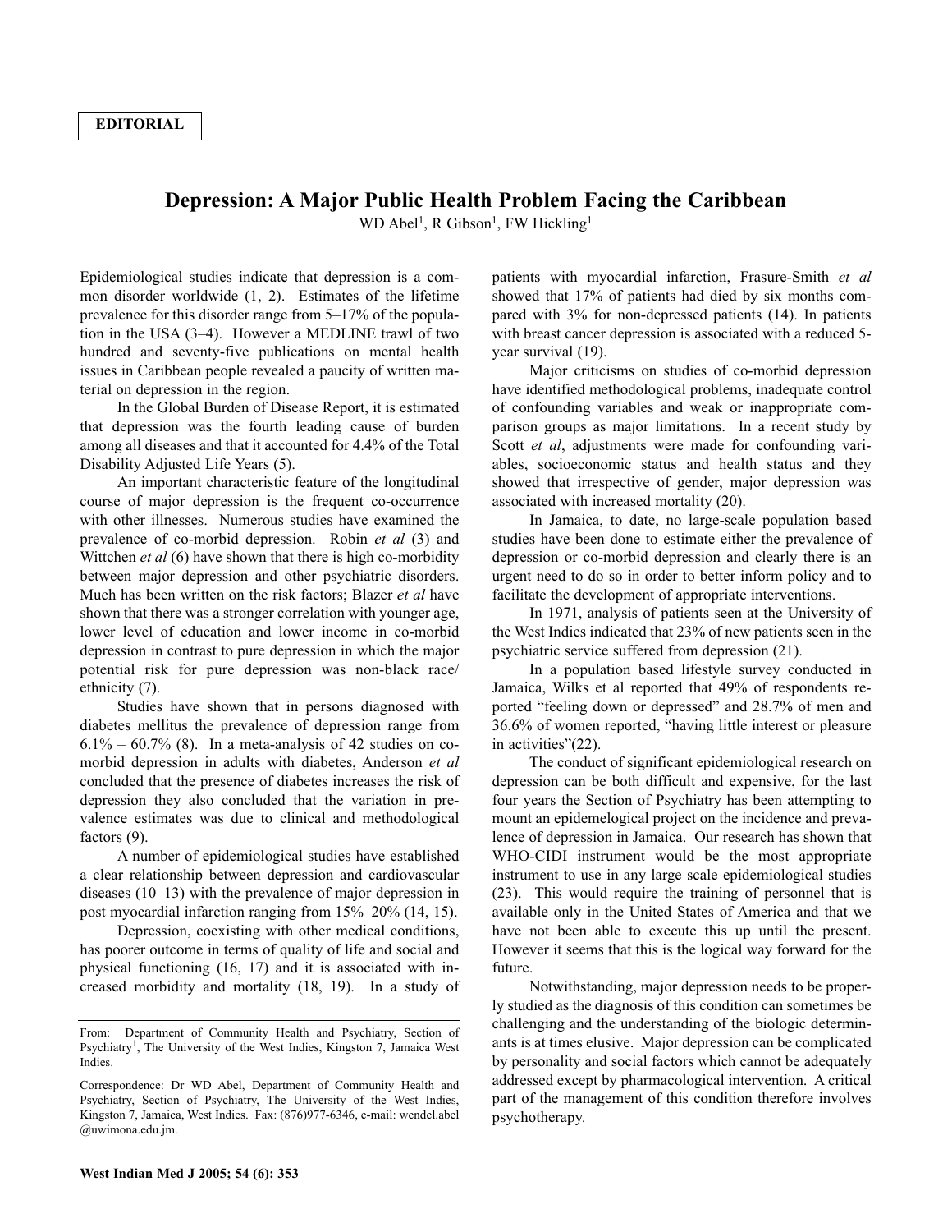**EDITORIAL**

# Depression: A Major Public Health Problem Facing the Caribbean

WD Abel[1], R Gibson[1], FW Hickling[1]

Epidemiological studies indicate that depression is a common disorder worldwide (1, 2). Estimates of the lifetime prevalence for this disorder range from 5–17% of the population in the USA (3–4). However a MEDLINE trawl of two hundred and seventy-five publications on mental health issues in Caribbean people revealed a paucity of written material on depression in the region.

In the Global Burden of Disease Report, it is estimated that depression was the fourth leading cause of burden among all diseases and that it accounted for 4.4% of the Total Disability Adjusted Life Years (5).

An important characteristic feature of the longitudinal course of major depression is the frequent co-occurrence with other illnesses. Numerous studies have examined the prevalence of co-morbid depression. Robin *et al* (3) and Wittchen *et al* (6) have shown that there is high co-morbidity between major depression and other psychiatric disorders. Much has been written on the risk factors; Blazer *et al* have shown that there was a stronger correlation with younger age, lower level of education and lower income in co-morbid depression in contrast to pure depression in which the major potential risk for pure depression was non-black race/ethnicity (7).

Studies have shown that in persons diagnosed with diabetes mellitus the prevalence of depression range from 6.1% – 60.7% (8). In a meta-analysis of 42 studies on co-morbid depression in adults with diabetes, Anderson *et al* concluded that the presence of diabetes increases the risk of depression they also concluded that the variation in prevalence estimates was due to clinical and methodological factors (9).

A number of epidemiological studies have established a clear relationship between depression and cardiovascular diseases (10–13) with the prevalence of major depression in post myocardial infarction ranging from 15%–20% (14, 15).

Depression, coexisting with other medical conditions, has poorer outcome in terms of quality of life and social and physical functioning (16, 17) and it is associated with increased morbidity and mortality (18, 19). In a study of patients with myocardial infarction, Frasure-Smith *et al* showed that 17% of patients had died by six months compared with 3% for non-depressed patients (14). In patients with breast cancer depression is associated with a reduced 5-year survival (19).

Major criticisms on studies of co-morbid depression have identified methodological problems, inadequate control of confounding variables and weak or inappropriate comparison groups as major limitations. In a recent study by Scott *et al*, adjustments were made for confounding variables, socioeconomic status and health status and they showed that irrespective of gender, major depression was associated with increased mortality (20).

In Jamaica, to date, no large-scale population based studies have been done to estimate either the prevalence of depression or co-morbid depression and clearly there is an urgent need to do so in order to better inform policy and to facilitate the development of appropriate interventions.

In 1971, analysis of patients seen at the University of the West Indies indicated that 23% of new patients seen in the psychiatric service suffered from depression (21).

In a population based lifestyle survey conducted in Jamaica, Wilks et al reported that 49% of respondents reported "feeling down or depressed" and 28.7% of men and 36.6% of women reported, "having little interest or pleasure in activities"(22).

The conduct of significant epidemiological research on depression can be both difficult and expensive, for the last four years the Section of Psychiatry has been attempting to mount an epidemelogical project on the incidence and prevalence of depression in Jamaica. Our research has shown that WHO-CIDI instrument would be the most appropriate instrument to use in any large scale epidemiological studies (23). This would require the training of personnel that is available only in the United States of America and that we have not been able to execute this up until the present. However it seems that this is the logical way forward for the future.

Notwithstanding, major depression needs to be properly studied as the diagnosis of this condition can sometimes be challenging and the understanding of the biologic determinants is at times elusive. Major depression can be complicated by personality and social factors which cannot be adequately addressed except by pharmacological intervention. A critical part of the management of this condition therefore involves psychotherapy.

From: Department of Community Health and Psychiatry, Section of Psychiatry[1], The University of the West Indies, Kingston 7, Jamaica West Indies.

Correspondence: Dr WD Abel, Department of Community Health and Psychiatry, Section of Psychiatry, The University of the West Indies, Kingston 7, Jamaica, West Indies. Fax: (876)977-6346, e-mail: wendel.abel@uwimona.edu.jm.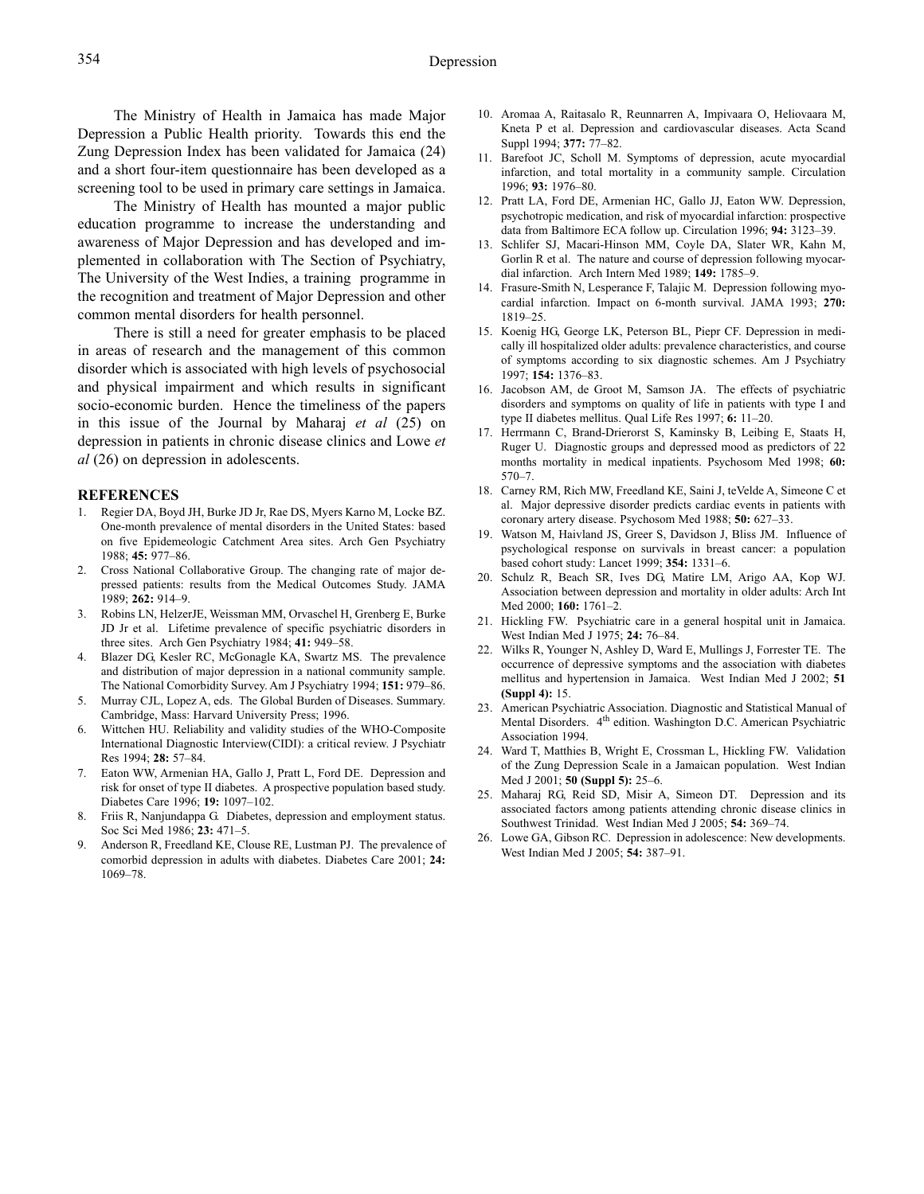The Ministry of Health in Jamaica has made Major Depression a Public Health priority. Towards this end the Zung Depression Index has been validated for Jamaica (24) and a short four-item questionnaire has been developed as a screening tool to be used in primary care settings in Jamaica.

The Ministry of Health has mounted a major public education programme to increase the understanding and awareness of Major Depression and has developed and implemented in collaboration with The Section of Psychiatry, The University of the West Indies, a training programme in the recognition and treatment of Major Depression and other common mental disorders for health personnel.

There is still a need for greater emphasis to be placed in areas of research and the management of this common disorder which is associated with high levels of psychosocial and physical impairment and which results in significant socio-economic burden. Hence the timeliness of the papers in this issue of the Journal by Maharaj *et al* (25) on depression in patients in chronic disease clinics and Lowe *et al* (26) on depression in adolescents.

## REFERENCES

1. Regier DA, Boyd JH, Burke JD Jr, Rae DS, Myers Karno M, Locke BZ. One-month prevalence of mental disorders in the United States: based on five Epidemeologic Catchment Area sites. Arch Gen Psychiatry 1988; **45:** 977–86.
2. Cross National Collaborative Group. The changing rate of major depressed patients: results from the Medical Outcomes Study. JAMA 1989; **262:** 914–9.
3. Robins LN, HelzerJE, Weissman MM, Orvaschel H, Grenberg E, Burke JD Jr et al. Lifetime prevalence of specific psychiatric disorders in three sites. Arch Gen Psychiatry 1984; **41:** 949–58.
4. Blazer DG, Kesler RC, McGonagle KA, Swartz MS. The prevalence and distribution of major depression in a national community sample. The National Comorbidity Survey. Am J Psychiatry 1994; **151:** 979–86.
5. Murray CJL, Lopez A, eds. The Global Burden of Diseases. Summary. Cambridge, Mass: Harvard University Press; 1996.
6. Wittchen HU. Reliability and validity studies of the WHO-Composite International Diagnostic Interview(CIDI): a critical review. J Psychiatr Res 1994; **28:** 57–84.
7. Eaton WW, Armenian HA, Gallo J, Pratt L, Ford DE. Depression and risk for onset of type II diabetes. A prospective population based study. Diabetes Care 1996; **19:** 1097–102.
8. Friis R, Nanjundappa G. Diabetes, depression and employment status. Soc Sci Med 1986; **23:** 471–5.
9. Anderson R, Freedland KE, Clouse RE, Lustman PJ. The prevalence of comorbid depression in adults with diabetes. Diabetes Care 2001; **24:** 1069–78.
10. Aromaa A, Raitasalo R, Reunnarren A, Impivaara O, Heliovaara M, Kneta P et al. Depression and cardiovascular diseases. Acta Scand Suppl 1994; **377:** 77–82.
11. Barefoot JC, Scholl M. Symptoms of depression, acute myocardial infarction, and total mortality in a community sample. Circulation 1996; **93:** 1976–80.
12. Pratt LA, Ford DE, Armenian HC, Gallo JJ, Eaton WW. Depression, psychotropic medication, and risk of myocardial infarction: prospective data from Baltimore ECA follow up. Circulation 1996; **94:** 3123–39.
13. Schlifer SJ, Macari-Hinson MM, Coyle DA, Slater WR, Kahn M, Gorlin R et al. The nature and course of depression following myocardial infarction. Arch Intern Med 1989; **149:** 1785–9.
14. Frasure-Smith N, Lesperance F, Talajic M. Depression following myocardial infarction. Impact on 6-month survival. JAMA 1993; **270:** 1819–25.
15. Koenig HG, George LK, Peterson BL, Piepr CF. Depression in medically ill hospitalized older adults: prevalence characteristics, and course of symptoms according to six diagnostic schemes. Am J Psychiatry 1997; **154:** 1376–83.
16. Jacobson AM, de Groot M, Samson JA. The effects of psychiatric disorders and symptoms on quality of life in patients with type I and type II diabetes mellitus. Qual Life Res 1997; **6:** 11–20.
17. Herrmann C, Brand-Drierorst S, Kaminsky B, Leibing E, Staats H, Ruger U. Diagnostic groups and depressed mood as predictors of 22 months mortality in medical inpatients. Psychosom Med 1998; **60:** 570–7.
18. Carney RM, Rich MW, Freedland KE, Saini J, teVelde A, Simeone C et al. Major depressive disorder predicts cardiac events in patients with coronary artery disease. Psychosom Med 1988; **50:** 627–33.
19. Watson M, Haivland JS, Greer S, Davidson J, Bliss JM. Influence of psychological response on survivals in breast cancer: a population based cohort study: Lancet 1999; **354:** 1331–6.
20. Schulz R, Beach SR, Ives DG, Matire LM, Arigo AA, Kop WJ. Association between depression and mortality in older adults: Arch Int Med 2000; **160:** 1761–2.
21. Hickling FW. Psychiatric care in a general hospital unit in Jamaica. West Indian Med J 1975; **24:** 76–84.
22. Wilks R, Younger N, Ashley D, Ward E, Mullings J, Forrester TE. The occurrence of depressive symptoms and the association with diabetes mellitus and hypertension in Jamaica. West Indian Med J 2002; **51 (Suppl 4):** 15.
23. American Psychiatric Association. Diagnostic and Statistical Manual of Mental Disorders. 4th edition. Washington D.C. American Psychiatric Association 1994.
24. Ward T, Matthies B, Wright E, Crossman L, Hickling FW. Validation of the Zung Depression Scale in a Jamaican population. West Indian Med J 2001; **50 (Suppl 5):** 25–6.
25. Maharaj RG, Reid SD, Misir A, Simeon DT. Depression and its associated factors among patients attending chronic disease clinics in Southwest Trinidad. West Indian Med J 2005; **54:** 369–74.
26. Lowe GA, Gibson RC. Depression in adolescence: New developments. West Indian Med J 2005; **54:** 387–91.